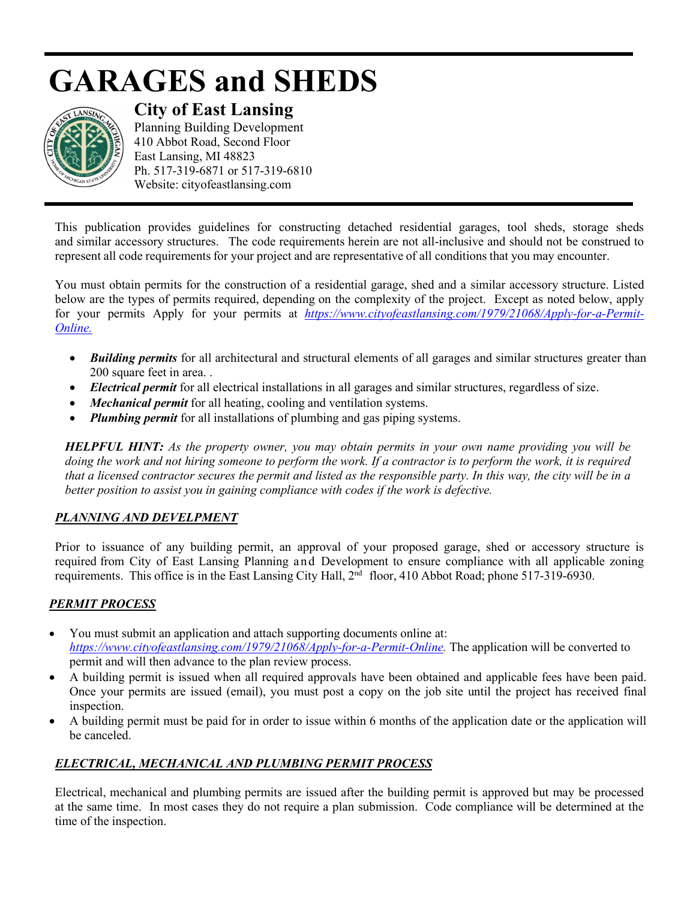# GARAGES and SHEDS

## City of East Lansing

Planning Building Development
410 Abbot Road, Second Floor
East Lansing, MI 48823
Ph. 517-319-6871 or 517-319-6810
Website: cityofeastlansing.com

This publication provides guidelines for constructing detached residential garages, tool sheds, storage sheds and similar accessory structures. The code requirements herein are not all-inclusive and should not be construed to represent all code requirements for your project and are representative of all conditions that you may encounter.

You must obtain permits for the construction of a residential garage, shed and a similar accessory structure. Listed below are the types of permits required, depending on the complexity of the project. Except as noted below, apply for your permits Apply for your permits at [https://www.cityofeastlansing.com/1979/21068/Apply-for-a-Permit-Online.](https://www.cityofeastlansing.com/1979/21068/Apply-for-a-Permit-Online)

- ***Building permits*** for all architectural and structural elements of all garages and similar structures greater than 200 square feet in area. .
- ***Electrical permit*** for all electrical installations in all garages and similar structures, regardless of size.
- ***Mechanical permit*** for all heating, cooling and ventilation systems.
- ***Plumbing permit*** for all installations of plumbing and gas piping systems.

***HELPFUL HINT:*** *As the property owner, you may obtain permits in your own name providing you will be doing the work and not hiring someone to perform the work. If a contractor is to perform the work, it is required that a licensed contractor secures the permit and listed as the responsible party. In this way, the city will be in a better position to assist you in gaining compliance with codes if the work is defective.*

### *PLANNING AND DEVELPMENT*

Prior to issuance of any building permit, an approval of your proposed garage, shed or accessory structure is required from City of East Lansing Planning and Development to ensure compliance with all applicable zoning requirements. This office is in the East Lansing City Hall, 2nd floor, 410 Abbot Road; phone 517-319-6930.

### *PERMIT PROCESS*

- You must submit an application and attach supporting documents online at: [https://www.cityofeastlansing.com/1979/21068/Apply-for-a-Permit-Online.](https://www.cityofeastlansing.com/1979/21068/Apply-for-a-Permit-Online) The application will be converted to permit and will then advance to the plan review process.
- A building permit is issued when all required approvals have been obtained and applicable fees have been paid. Once your permits are issued (email), you must post a copy on the job site until the project has received final inspection.
- A building permit must be paid for in order to issue within 6 months of the application date or the application will be canceled.

### *ELECTRICAL, MECHANICAL AND PLUMBING PERMIT PROCESS*

Electrical, mechanical and plumbing permits are issued after the building permit is approved but may be processed at the same time. In most cases they do not require a plan submission. Code compliance will be determined at the time of the inspection.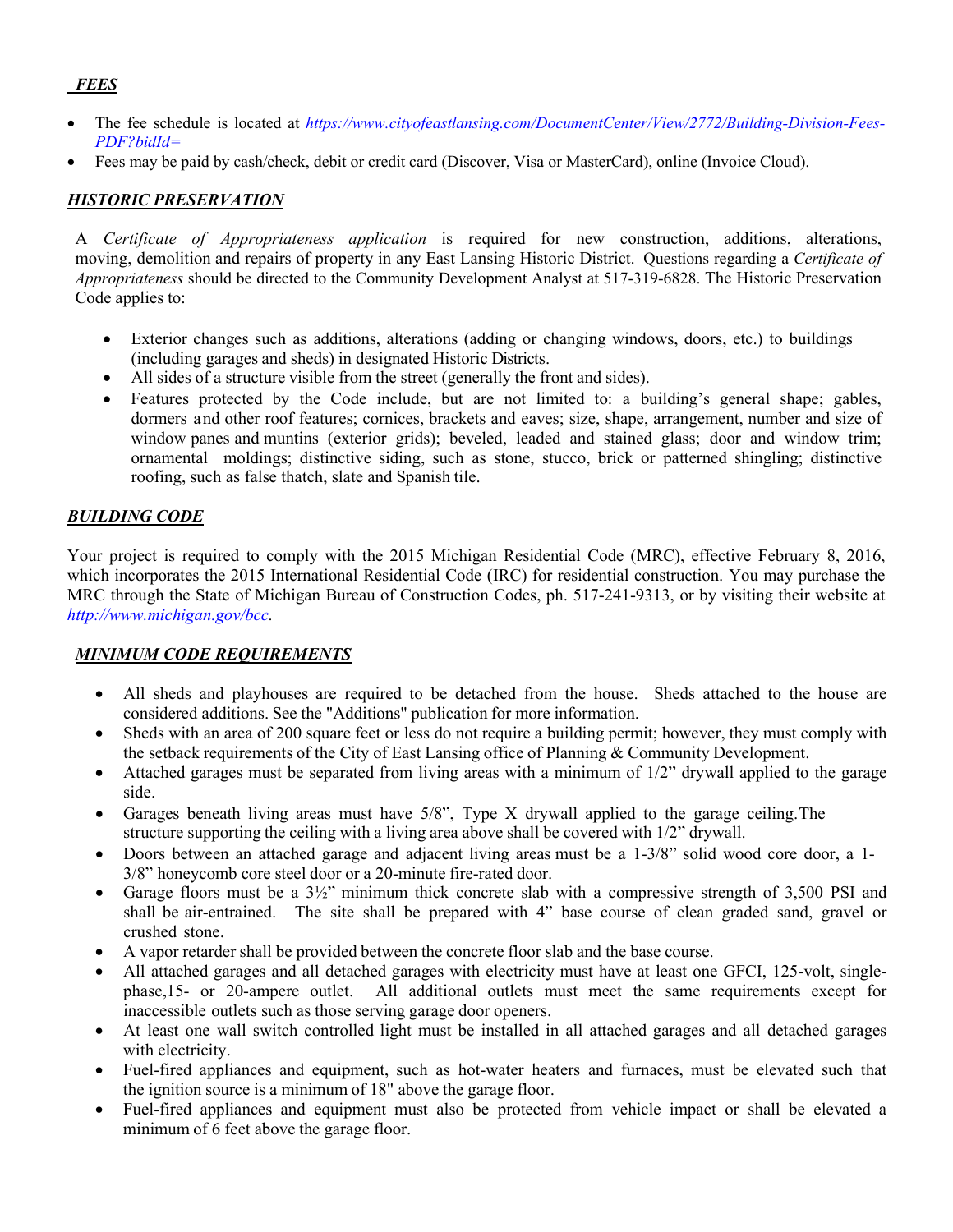***FEES***

- The fee schedule is located at *https://www.cityofeastlansing.com/DocumentCenter/View/2772/Building-Division-Fees-PDF?bidId=*
- Fees may be paid by cash/check, debit or credit card (Discover, Visa or MasterCard), online (Invoice Cloud).

***HISTORIC PRESERVATION***

A *Certificate of Appropriateness application* is required for new construction, additions, alterations, moving, demolition and repairs of property in any East Lansing Historic District. Questions regarding a *Certificate of Appropriateness* should be directed to the Community Development Analyst at 517-319-6828. The Historic Preservation Code applies to:

- Exterior changes such as additions, alterations (adding or changing windows, doors, etc.) to buildings (including garages and sheds) in designated Historic Districts.
- All sides of a structure visible from the street (generally the front and sides).
- Features protected by the Code include, but are not limited to: a building's general shape; gables, dormers and other roof features; cornices, brackets and eaves; size, shape, arrangement, number and size of window panes and muntins (exterior grids); beveled, leaded and stained glass; door and window trim; ornamental moldings; distinctive siding, such as stone, stucco, brick or patterned shingling; distinctive roofing, such as false thatch, slate and Spanish tile.

***BUILDING CODE***

Your project is required to comply with the 2015 Michigan Residential Code (MRC), effective February 8, 2016, which incorporates the 2015 International Residential Code (IRC) for residential construction. You may purchase the MRC through the State of Michigan Bureau of Construction Codes, ph. 517-241-9313, or by visiting their website at *http://www.michigan.gov/bcc*.

***MINIMUM CODE REQUIREMENTS***

- All sheds and playhouses are required to be detached from the house. Sheds attached to the house are considered additions. See the "Additions" publication for more information.
- Sheds with an area of 200 square feet or less do not require a building permit; however, they must comply with the setback requirements of the City of East Lansing office of Planning & Community Development.
- Attached garages must be separated from living areas with a minimum of 1/2" drywall applied to the garage side.
- Garages beneath living areas must have 5/8", Type X drywall applied to the garage ceiling. The structure supporting the ceiling with a living area above shall be covered with 1/2" drywall.
- Doors between an attached garage and adjacent living areas must be a 1-3/8" solid wood core door, a 1-3/8" honeycomb core steel door or a 20-minute fire-rated door.
- Garage floors must be a 3½" minimum thick concrete slab with a compressive strength of 3,500 PSI and shall be air-entrained. The site shall be prepared with 4" base course of clean graded sand, gravel or crushed stone.
- A vapor retarder shall be provided between the concrete floor slab and the base course.
- All attached garages and all detached garages with electricity must have at least one GFCI, 125-volt, single-phase,15- or 20-ampere outlet. All additional outlets must meet the same requirements except for inaccessible outlets such as those serving garage door openers.
- At least one wall switch controlled light must be installed in all attached garages and all detached garages with electricity.
- Fuel-fired appliances and equipment, such as hot-water heaters and furnaces, must be elevated such that the ignition source is a minimum of 18" above the garage floor.
- Fuel-fired appliances and equipment must also be protected from vehicle impact or shall be elevated a minimum of 6 feet above the garage floor.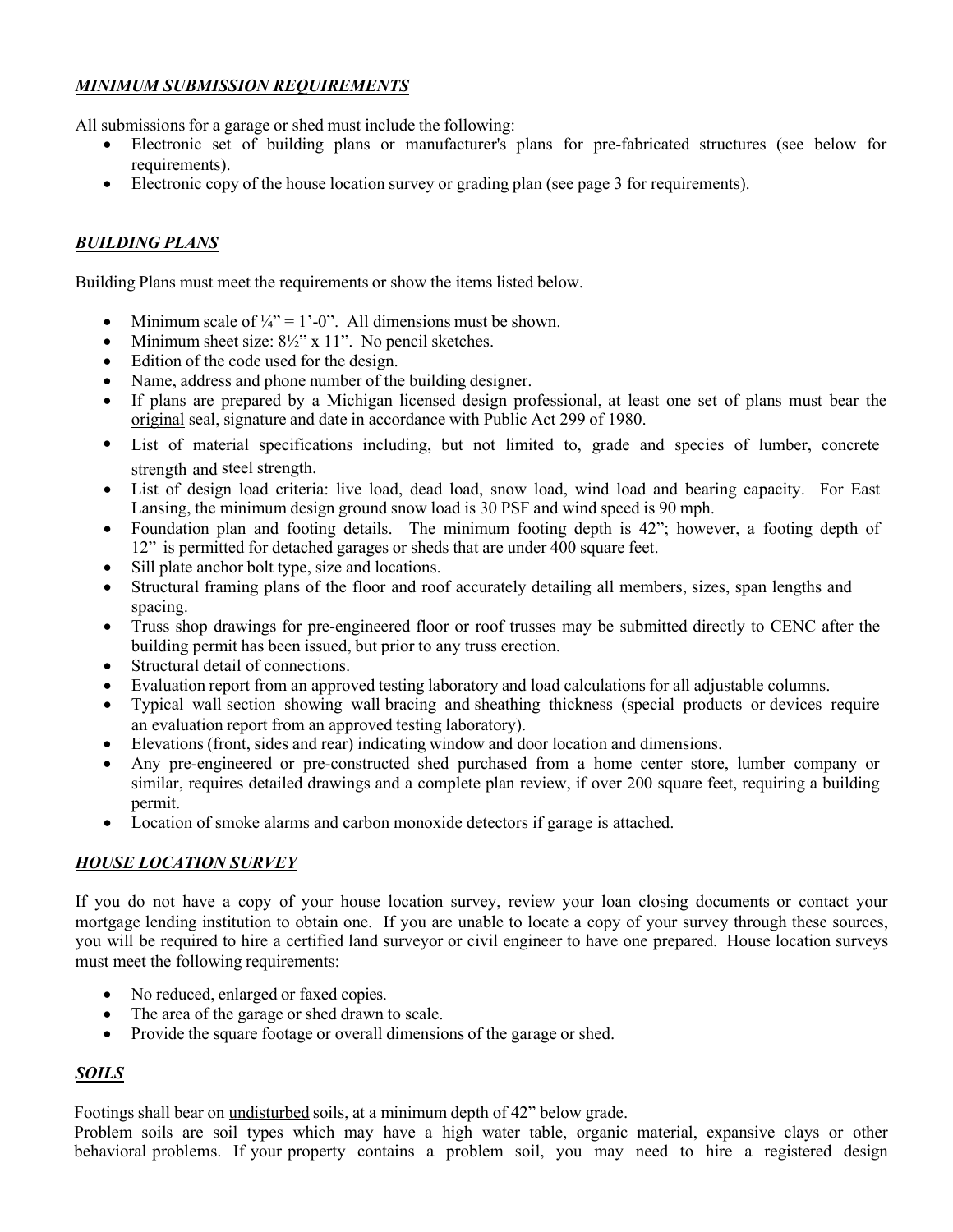## ***MINIMUM SUBMISSION REQUIREMENTS***

All submissions for a garage or shed must include the following:

- Electronic set of building plans or manufacturer's plans for pre-fabricated structures (see below for requirements).
- Electronic copy of the house location survey or grading plan (see page 3 for requirements).

## ***BUILDING PLANS***

Building Plans must meet the requirements or show the items listed below.

- Minimum scale of ¼" = 1'-0". All dimensions must be shown.
- Minimum sheet size: 8½" x 11". No pencil sketches.
- Edition of the code used for the design.
- Name, address and phone number of the building designer.
- If plans are prepared by a Michigan licensed design professional, at least one set of plans must bear the original seal, signature and date in accordance with Public Act 299 of 1980.
- List of material specifications including, but not limited to, grade and species of lumber, concrete strength and steel strength.
- List of design load criteria: live load, dead load, snow load, wind load and bearing capacity. For East Lansing, the minimum design ground snow load is 30 PSF and wind speed is 90 mph.
- Foundation plan and footing details. The minimum footing depth is 42"; however, a footing depth of 12" is permitted for detached garages or sheds that are under 400 square feet.
- Sill plate anchor bolt type, size and locations.
- Structural framing plans of the floor and roof accurately detailing all members, sizes, span lengths and spacing.
- Truss shop drawings for pre-engineered floor or roof trusses may be submitted directly to CENC after the building permit has been issued, but prior to any truss erection.
- Structural detail of connections.
- Evaluation report from an approved testing laboratory and load calculations for all adjustable columns.
- Typical wall section showing wall bracing and sheathing thickness (special products or devices require an evaluation report from an approved testing laboratory).
- Elevations (front, sides and rear) indicating window and door location and dimensions.
- Any pre-engineered or pre-constructed shed purchased from a home center store, lumber company or similar, requires detailed drawings and a complete plan review, if over 200 square feet, requiring a building permit.
- Location of smoke alarms and carbon monoxide detectors if garage is attached.

## ***HOUSE LOCATION SURVEY***

If you do not have a copy of your house location survey, review your loan closing documents or contact your mortgage lending institution to obtain one. If you are unable to locate a copy of your survey through these sources, you will be required to hire a certified land surveyor or civil engineer to have one prepared. House location surveys must meet the following requirements:

- No reduced, enlarged or faxed copies.
- The area of the garage or shed drawn to scale.
- Provide the square footage or overall dimensions of the garage or shed.

## ***SOILS***

Footings shall bear on undisturbed soils, at a minimum depth of 42" below grade.
Problem soils are soil types which may have a high water table, organic material, expansive clays or other behavioral problems. If your property contains a problem soil, you may need to hire a registered design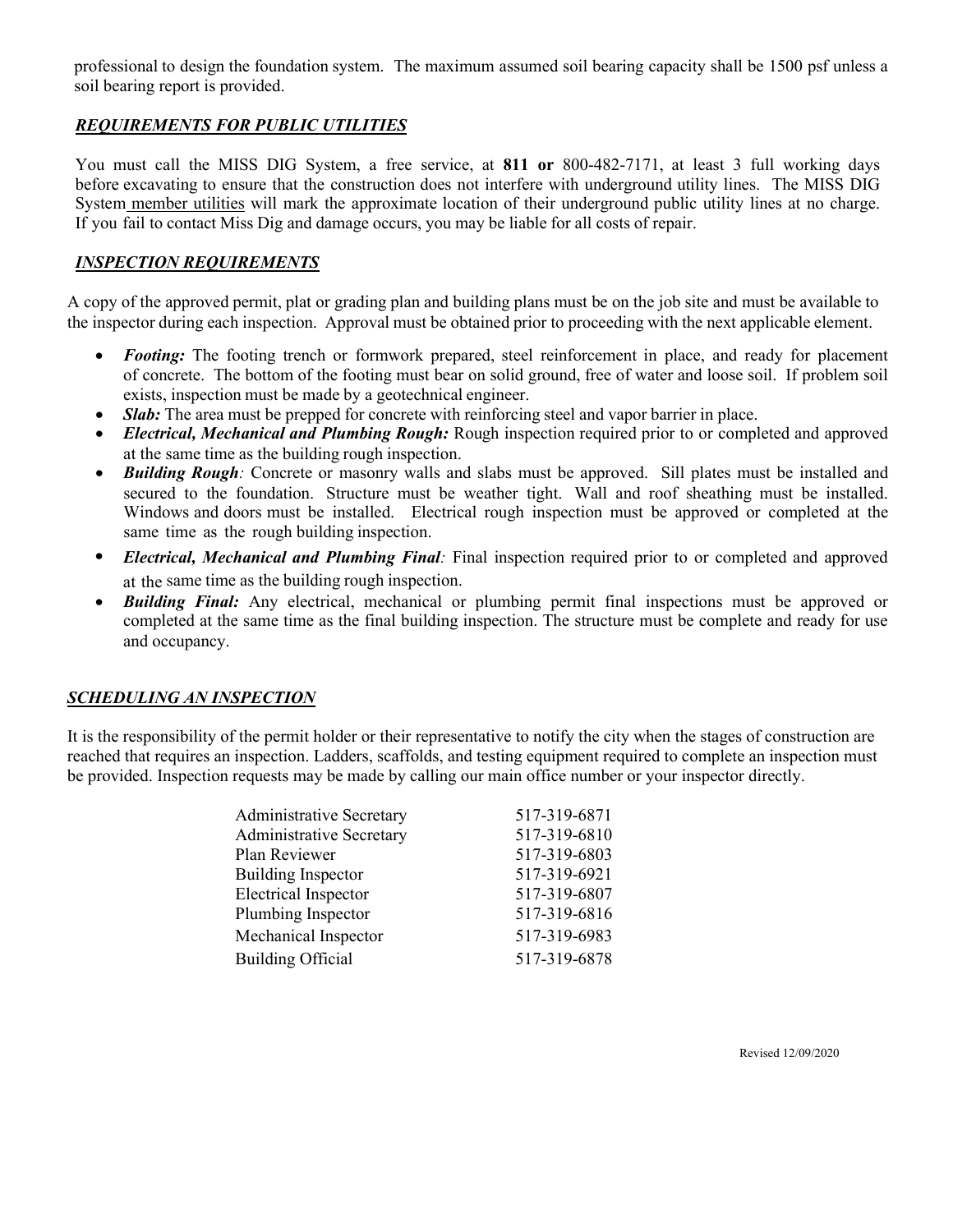professional to design the foundation system. The maximum assumed soil bearing capacity shall be 1500 psf unless a soil bearing report is provided.

### *REQUIREMENTS FOR PUBLIC UTILITIES*

You must call the MISS DIG System, a free service, at **811 or** 800-482-7171, at least 3 full working days before excavating to ensure that the construction does not interfere with underground utility lines. The MISS DIG System member utilities will mark the approximate location of their underground public utility lines at no charge. If you fail to contact Miss Dig and damage occurs, you may be liable for all costs of repair.

### *INSPECTION REQUIREMENTS*

A copy of the approved permit, plat or grading plan and building plans must be on the job site and must be available to the inspector during each inspection. Approval must be obtained prior to proceeding with the next applicable element.

- ***Footing:*** The footing trench or formwork prepared, steel reinforcement in place, and ready for placement of concrete. The bottom of the footing must bear on solid ground, free of water and loose soil. If problem soil exists, inspection must be made by a geotechnical engineer.
- ***Slab:*** The area must be prepped for concrete with reinforcing steel and vapor barrier in place.
- ***Electrical, Mechanical and Plumbing Rough:*** Rough inspection required prior to or completed and approved at the same time as the building rough inspection.
- ***Building Rough:*** Concrete or masonry walls and slabs must be approved. Sill plates must be installed and secured to the foundation. Structure must be weather tight. Wall and roof sheathing must be installed. Windows and doors must be installed. Electrical rough inspection must be approved or completed at the same time as the rough building inspection.
- ***Electrical, Mechanical and Plumbing Final:*** Final inspection required prior to or completed and approved at the same time as the building rough inspection.
- ***Building Final:*** Any electrical, mechanical or plumbing permit final inspections must be approved or completed at the same time as the final building inspection. The structure must be complete and ready for use and occupancy.

### *SCHEDULING AN INSPECTION*

It is the responsibility of the permit holder or their representative to notify the city when the stages of construction are reached that requires an inspection. Ladders, scaffolds, and testing equipment required to complete an inspection must be provided. Inspection requests may be made by calling our main office number or your inspector directly.

| | |
|---|---|
| Administrative Secretary | 517-319-6871 |
| Administrative Secretary | 517-319-6810 |
| Plan Reviewer | 517-319-6803 |
| Building Inspector | 517-319-6921 |
| Electrical Inspector | 517-319-6807 |
| Plumbing Inspector | 517-319-6816 |
| Mechanical Inspector | 517-319-6983 |
| Building Official | 517-319-6878 |

Revised 12/09/2020